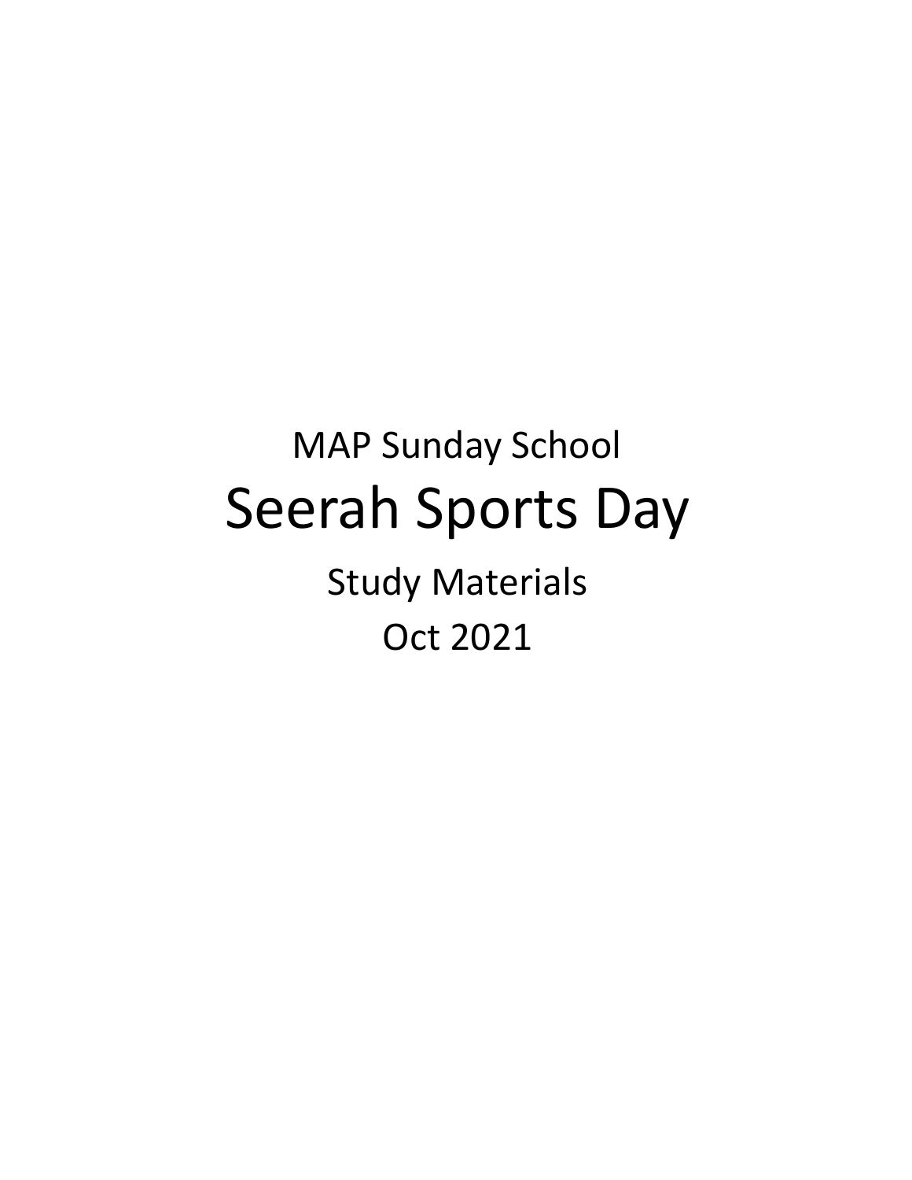MAP Sunday School

# Seerah Sports Day

Study Materials

Oct 2021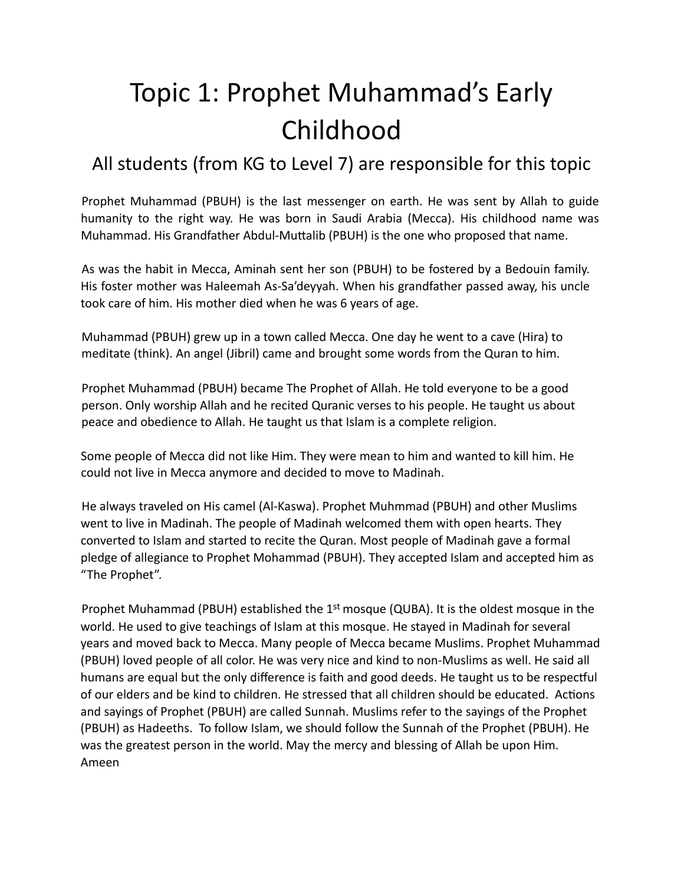# Topic 1: Prophet Muhammad's Early Childhood

## All students (from KG to Level 7) are responsible for this topic

Prophet Muhammad (PBUH) is the last messenger on earth. He was sent by Allah to guide humanity to the right way. He was born in Saudi Arabia (Mecca). His childhood name was Muhammad. His Grandfather Abdul-Muttalib (PBUH) is the one who proposed that name.

As was the habit in Mecca, Aminah sent her son (PBUH) to be fostered by a Bedouin family. His foster mother was Haleemah As-Sa'deyyah. When his grandfather passed away, his uncle took care of him. His mother died when he was 6 years of age.

Muhammad (PBUH) grew up in a town called Mecca. One day he went to a cave (Hira) to meditate (think). An angel (Jibril) came and brought some words from the Quran to him.

Prophet Muhammad (PBUH) became The Prophet of Allah. He told everyone to be a good person. Only worship Allah and he recited Quranic verses to his people. He taught us about peace and obedience to Allah. He taught us that Islam is a complete religion.

Some people of Mecca did not like Him. They were mean to him and wanted to kill him. He could not live in Mecca anymore and decided to move to Madinah.

He always traveled on His camel (Al-Kaswa). Prophet Muhmmad (PBUH) and other Muslims went to live in Madinah. The people of Madinah welcomed them with open hearts. They converted to Islam and started to recite the Quran. Most people of Madinah gave a formal pledge of allegiance to Prophet Mohammad (PBUH). They accepted Islam and accepted him as "The Prophet".

Prophet Muhammad (PBUH) established the 1st mosque (QUBA). It is the oldest mosque in the world. He used to give teachings of Islam at this mosque. He stayed in Madinah for several years and moved back to Mecca. Many people of Mecca became Muslims. Prophet Muhammad (PBUH) loved people of all color. He was very nice and kind to non-Muslims as well. He said all humans are equal but the only difference is faith and good deeds. He taught us to be respectful of our elders and be kind to children. He stressed that all children should be educated. Actions and sayings of Prophet (PBUH) are called Sunnah. Muslims refer to the sayings of the Prophet (PBUH) as Hadeeths. To follow Islam, we should follow the Sunnah of the Prophet (PBUH). He was the greatest person in the world. May the mercy and blessing of Allah be upon Him. Ameen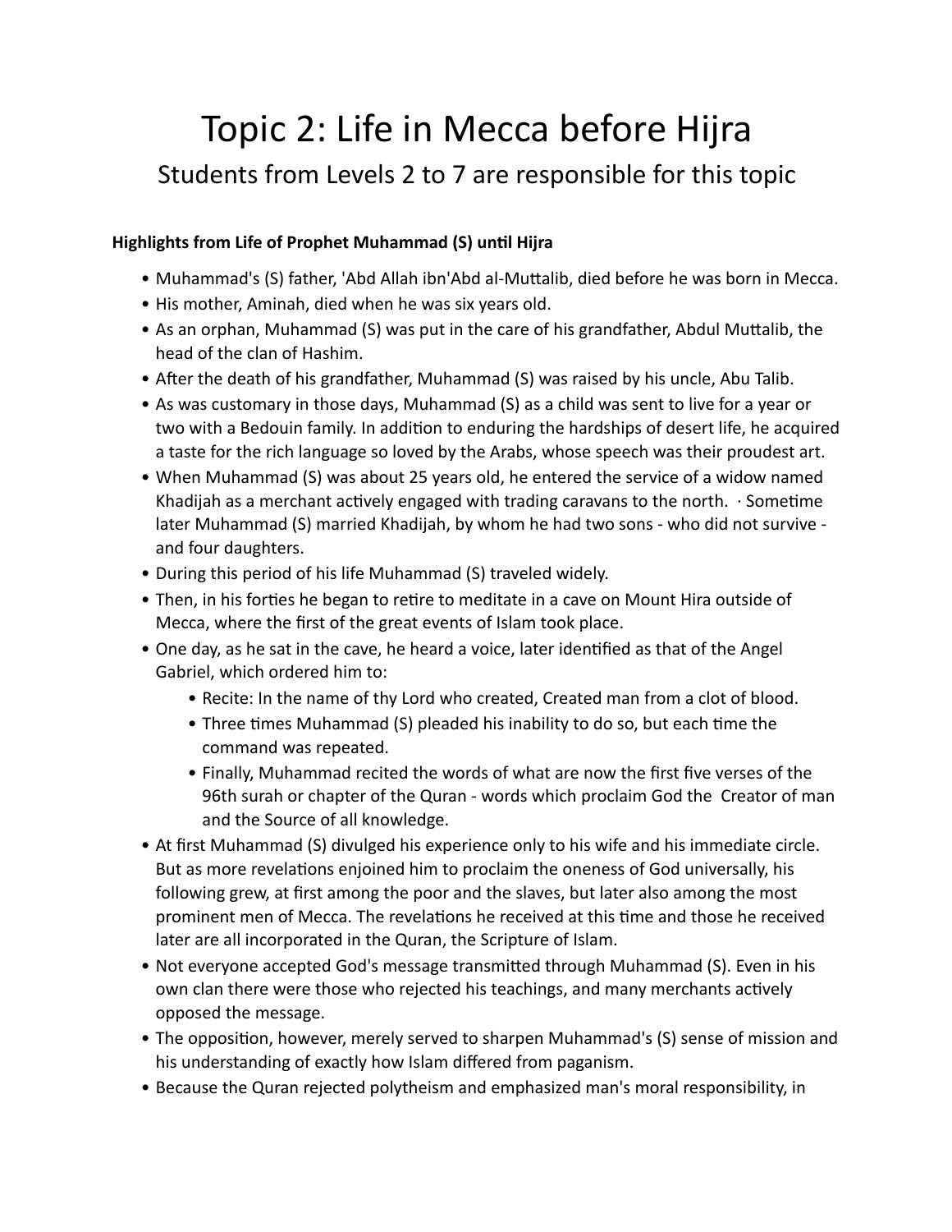# Topic 2: Life in Mecca before Hijra

## Students from Levels 2 to 7 are responsible for this topic

**Highlights from Life of Prophet Muhammad (S) until Hijra**

- Muhammad's (S) father, 'Abd Allah ibn'Abd al-Muttalib, died before he was born in Mecca.
- His mother, Aminah, died when he was six years old.
- As an orphan, Muhammad (S) was put in the care of his grandfather, Abdul Muttalib, the head of the clan of Hashim.
- After the death of his grandfather, Muhammad (S) was raised by his uncle, Abu Talib.
- As was customary in those days, Muhammad (S) as a child was sent to live for a year or two with a Bedouin family. In addition to enduring the hardships of desert life, he acquired a taste for the rich language so loved by the Arabs, whose speech was their proudest art.
- When Muhammad (S) was about 25 years old, he entered the service of a widow named Khadijah as a merchant actively engaged with trading caravans to the north. · Sometime later Muhammad (S) married Khadijah, by whom he had two sons - who did not survive - and four daughters.
- During this period of his life Muhammad (S) traveled widely.
- Then, in his forties he began to retire to meditate in a cave on Mount Hira outside of Mecca, where the first of the great events of Islam took place.
- One day, as he sat in the cave, he heard a voice, later identified as that of the Angel Gabriel, which ordered him to:
  - Recite: In the name of thy Lord who created, Created man from a clot of blood.
  - Three times Muhammad (S) pleaded his inability to do so, but each time the command was repeated.
  - Finally, Muhammad recited the words of what are now the first five verses of the 96th surah or chapter of the Quran - words which proclaim God the Creator of man and the Source of all knowledge.
- At first Muhammad (S) divulged his experience only to his wife and his immediate circle. But as more revelations enjoined him to proclaim the oneness of God universally, his following grew, at first among the poor and the slaves, but later also among the most prominent men of Mecca. The revelations he received at this time and those he received later are all incorporated in the Quran, the Scripture of Islam.
- Not everyone accepted God's message transmitted through Muhammad (S). Even in his own clan there were those who rejected his teachings, and many merchants actively opposed the message.
- The opposition, however, merely served to sharpen Muhammad's (S) sense of mission and his understanding of exactly how Islam differed from paganism.
- Because the Quran rejected polytheism and emphasized man's moral responsibility, in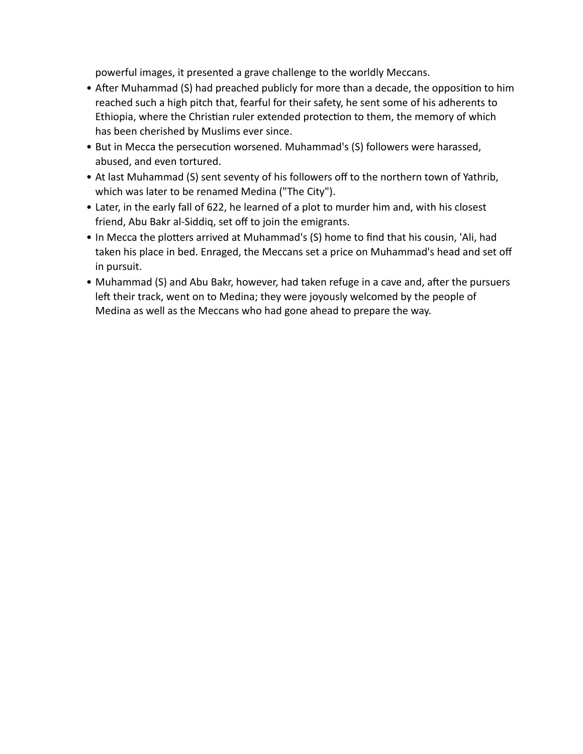powerful images, it presented a grave challenge to the worldly Meccans.

- After Muhammad (S) had preached publicly for more than a decade, the opposition to him reached such a high pitch that, fearful for their safety, he sent some of his adherents to Ethiopia, where the Christian ruler extended protection to them, the memory of which has been cherished by Muslims ever since.
- But in Mecca the persecution worsened. Muhammad's (S) followers were harassed, abused, and even tortured.
- At last Muhammad (S) sent seventy of his followers off to the northern town of Yathrib, which was later to be renamed Medina ("The City").
- Later, in the early fall of 622, he learned of a plot to murder him and, with his closest friend, Abu Bakr al-Siddiq, set off to join the emigrants.
- In Mecca the plotters arrived at Muhammad's (S) home to find that his cousin, 'Ali, had taken his place in bed. Enraged, the Meccans set a price on Muhammad's head and set off in pursuit.
- Muhammad (S) and Abu Bakr, however, had taken refuge in a cave and, after the pursuers left their track, went on to Medina; they were joyously welcomed by the people of Medina as well as the Meccans who had gone ahead to prepare the way.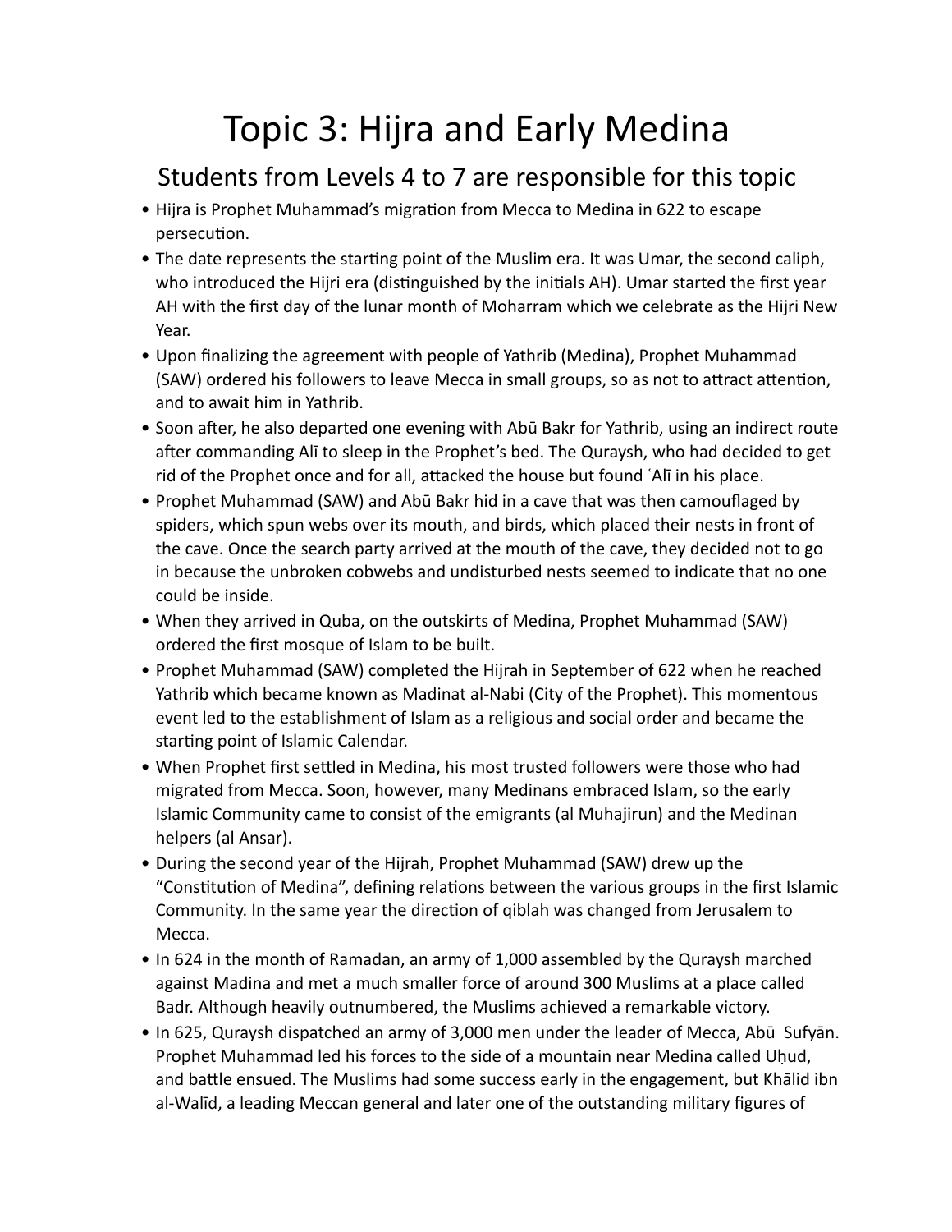# Topic 3: Hijra and Early Medina

## Students from Levels 4 to 7 are responsible for this topic

- Hijra is Prophet Muhammad's migration from Mecca to Medina in 622 to escape persecution.
- The date represents the starting point of the Muslim era. It was Umar, the second caliph, who introduced the Hijri era (distinguished by the initials AH). Umar started the first year AH with the first day of the lunar month of Moharram which we celebrate as the Hijri New Year.
- Upon finalizing the agreement with people of Yathrib (Medina), Prophet Muhammad (SAW) ordered his followers to leave Mecca in small groups, so as not to attract attention, and to await him in Yathrib.
- Soon after, he also departed one evening with Abū Bakr for Yathrib, using an indirect route after commanding Alī to sleep in the Prophet's bed. The Quraysh, who had decided to get rid of the Prophet once and for all, attacked the house but found ʿAlī in his place.
- Prophet Muhammad (SAW) and Abū Bakr hid in a cave that was then camouflaged by spiders, which spun webs over its mouth, and birds, which placed their nests in front of the cave. Once the search party arrived at the mouth of the cave, they decided not to go in because the unbroken cobwebs and undisturbed nests seemed to indicate that no one could be inside.
- When they arrived in Quba, on the outskirts of Medina, Prophet Muhammad (SAW) ordered the first mosque of Islam to be built.
- Prophet Muhammad (SAW) completed the Hijrah in September of 622 when he reached Yathrib which became known as Madinat al-Nabi (City of the Prophet). This momentous event led to the establishment of Islam as a religious and social order and became the starting point of Islamic Calendar.
- When Prophet first settled in Medina, his most trusted followers were those who had migrated from Mecca. Soon, however, many Medinans embraced Islam, so the early Islamic Community came to consist of the emigrants (al Muhajirun) and the Medinan helpers (al Ansar).
- During the second year of the Hijrah, Prophet Muhammad (SAW) drew up the "Constitution of Medina", defining relations between the various groups in the first Islamic Community. In the same year the direction of qiblah was changed from Jerusalem to Mecca.
- In 624 in the month of Ramadan, an army of 1,000 assembled by the Quraysh marched against Madina and met a much smaller force of around 300 Muslims at a place called Badr. Although heavily outnumbered, the Muslims achieved a remarkable victory.
- In 625, Quraysh dispatched an army of 3,000 men under the leader of Mecca, Abū Sufyān. Prophet Muhammad led his forces to the side of a mountain near Medina called Uḥud, and battle ensued. The Muslims had some success early in the engagement, but Khālid ibn al-Walīd, a leading Meccan general and later one of the outstanding military figures of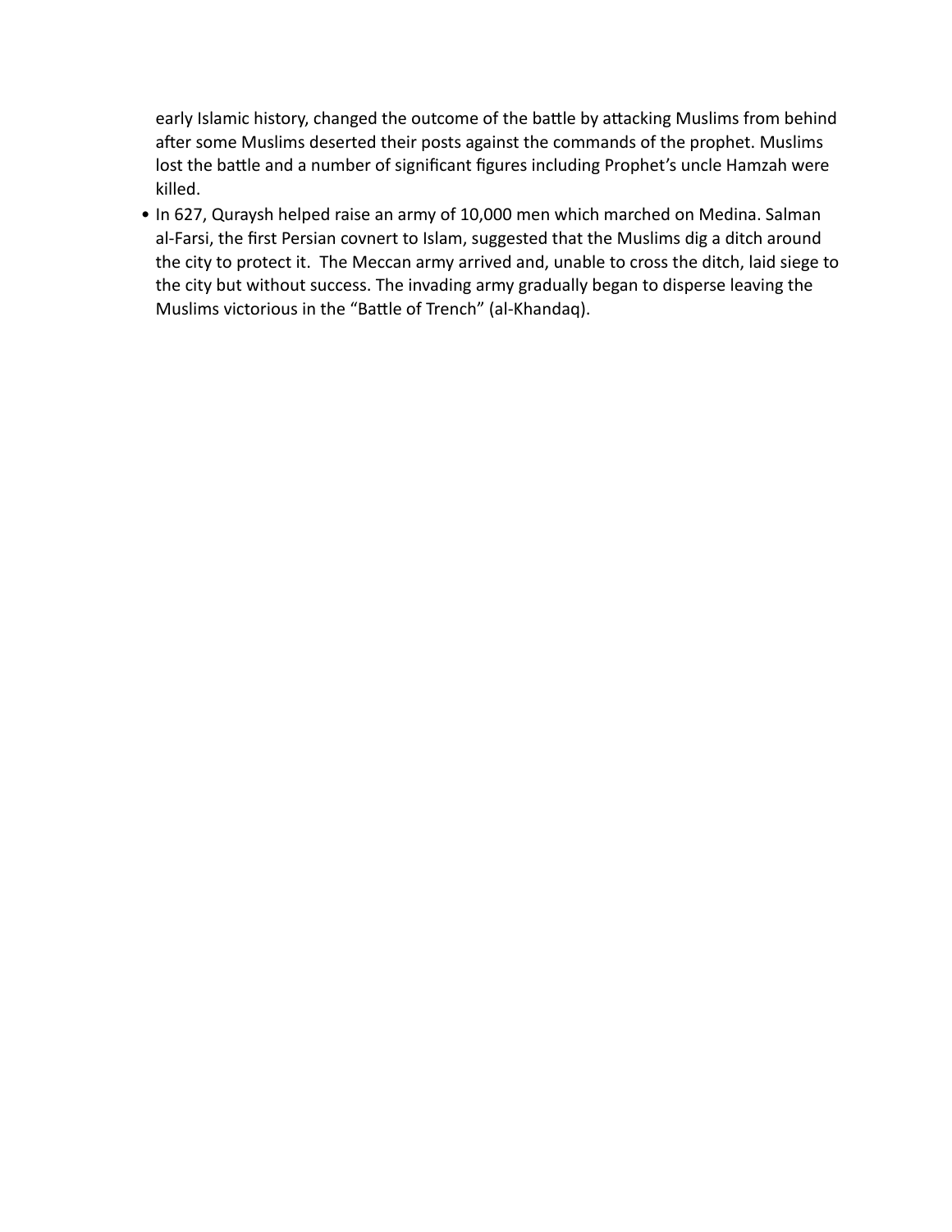early Islamic history, changed the outcome of the battle by attacking Muslims from behind after some Muslims deserted their posts against the commands of the prophet. Muslims lost the battle and a number of significant figures including Prophet's uncle Hamzah were killed.

- In 627, Quraysh helped raise an army of 10,000 men which marched on Medina. Salman al-Farsi, the first Persian covnert to Islam, suggested that the Muslims dig a ditch around the city to protect it. The Meccan army arrived and, unable to cross the ditch, laid siege to the city but without success. The invading army gradually began to disperse leaving the Muslims victorious in the "Battle of Trench" (al-Khandaq).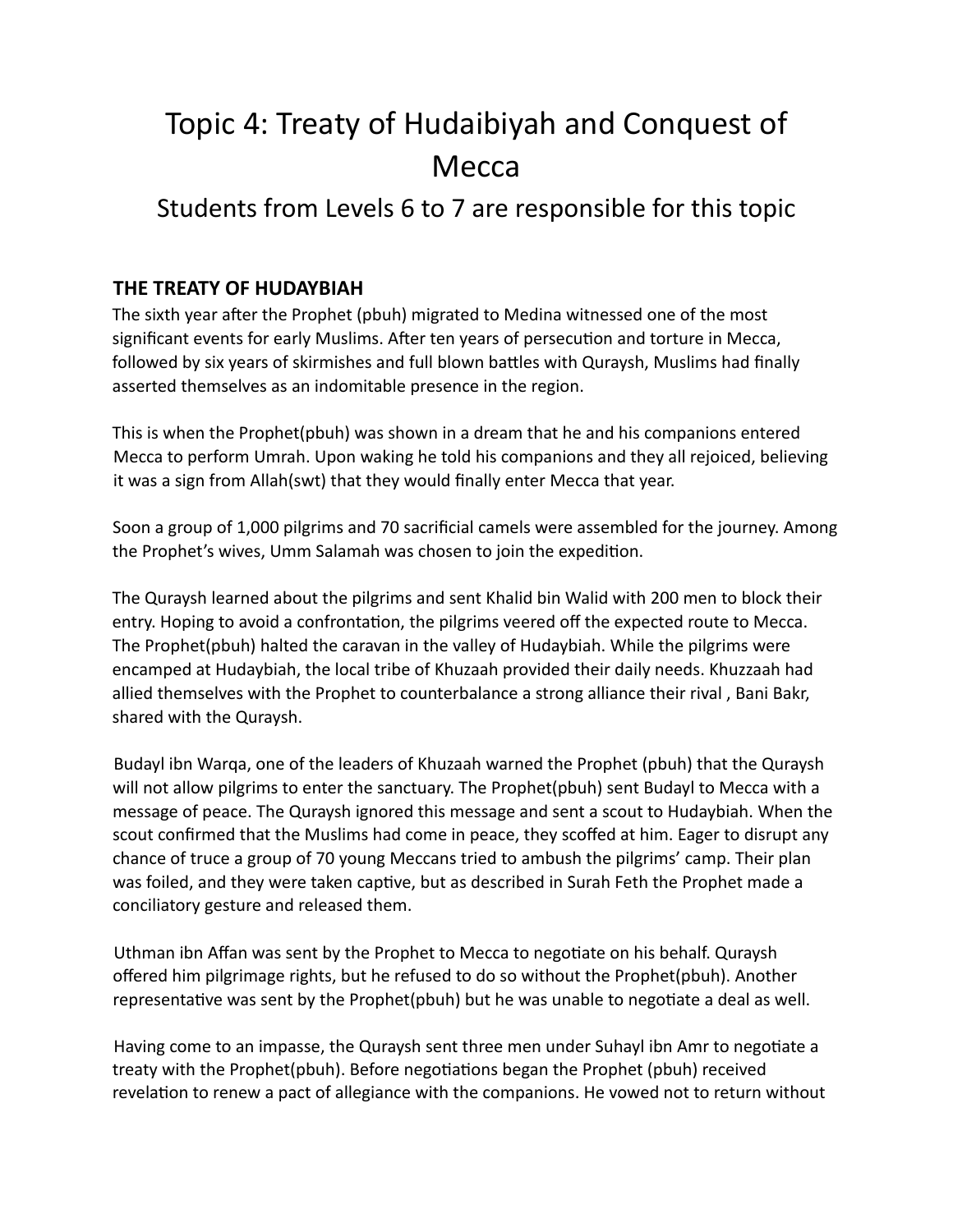# Topic 4: Treaty of Hudaibiyah and Conquest of Mecca

## Students from Levels 6 to 7 are responsible for this topic

### THE TREATY OF HUDAYBIAH

The sixth year after the Prophet (pbuh) migrated to Medina witnessed one of the most significant events for early Muslims. After ten years of persecution and torture in Mecca, followed by six years of skirmishes and full blown battles with Quraysh, Muslims had finally asserted themselves as an indomitable presence in the region.

This is when the Prophet(pbuh) was shown in a dream that he and his companions entered Mecca to perform Umrah. Upon waking he told his companions and they all rejoiced, believing it was a sign from Allah(swt) that they would finally enter Mecca that year.

Soon a group of 1,000 pilgrims and 70 sacrificial camels were assembled for the journey. Among the Prophet's wives, Umm Salamah was chosen to join the expedition.

The Quraysh learned about the pilgrims and sent Khalid bin Walid with 200 men to block their entry. Hoping to avoid a confrontation, the pilgrims veered off the expected route to Mecca. The Prophet(pbuh) halted the caravan in the valley of Hudaybiah. While the pilgrims were encamped at Hudaybiah, the local tribe of Khuzaah provided their daily needs. Khuzzaah had allied themselves with the Prophet to counterbalance a strong alliance their rival , Bani Bakr, shared with the Quraysh.

Budayl ibn Warqa, one of the leaders of Khuzaah warned the Prophet (pbuh) that the Quraysh will not allow pilgrims to enter the sanctuary. The Prophet(pbuh) sent Budayl to Mecca with a message of peace. The Quraysh ignored this message and sent a scout to Hudaybiah. When the scout confirmed that the Muslims had come in peace, they scoffed at him. Eager to disrupt any chance of truce a group of 70 young Meccans tried to ambush the pilgrims' camp. Their plan was foiled, and they were taken captive, but as described in Surah Feth the Prophet made a conciliatory gesture and released them.

Uthman ibn Affan was sent by the Prophet to Mecca to negotiate on his behalf. Quraysh offered him pilgrimage rights, but he refused to do so without the Prophet(pbuh). Another representative was sent by the Prophet(pbuh) but he was unable to negotiate a deal as well.

Having come to an impasse, the Quraysh sent three men under Suhayl ibn Amr to negotiate a treaty with the Prophet(pbuh). Before negotiations began the Prophet (pbuh) received revelation to renew a pact of allegiance with the companions. He vowed not to return without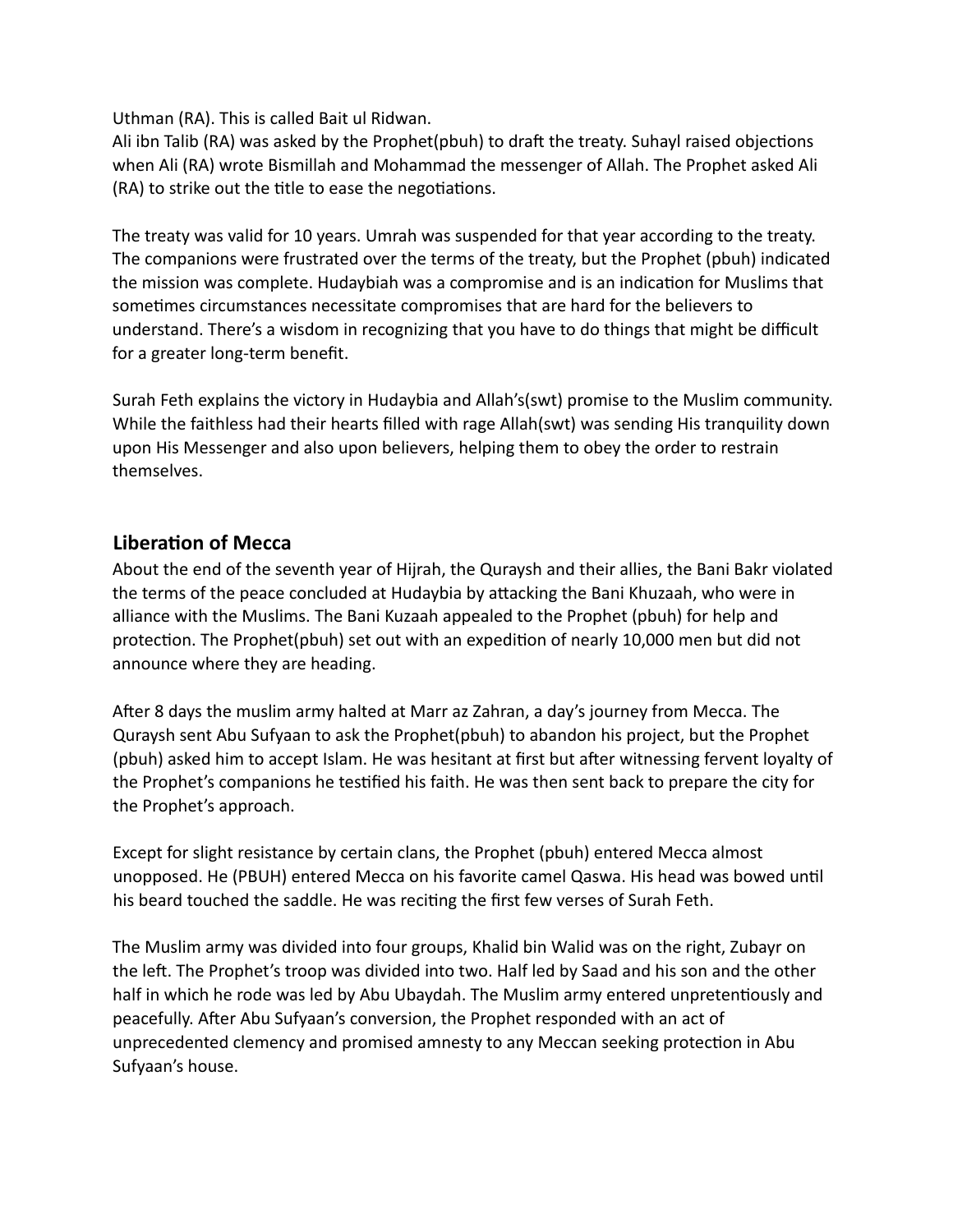Uthman (RA). This is called Bait ul Ridwan.
Ali ibn Talib (RA) was asked by the Prophet(pbuh) to draft the treaty. Suhayl raised objections when Ali (RA) wrote Bismillah and Mohammad the messenger of Allah. The Prophet asked Ali (RA) to strike out the title to ease the negotiations.

The treaty was valid for 10 years. Umrah was suspended for that year according to the treaty. The companions were frustrated over the terms of the treaty, but the Prophet (pbuh) indicated the mission was complete. Hudaybiah was a compromise and is an indication for Muslims that sometimes circumstances necessitate compromises that are hard for the believers to understand. There's a wisdom in recognizing that you have to do things that might be difficult for a greater long-term benefit.

Surah Feth explains the victory in Hudaybia and Allah's(swt) promise to the Muslim community. While the faithless had their hearts filled with rage Allah(swt) was sending His tranquility down upon His Messenger and also upon believers, helping them to obey the order to restrain themselves.

## Liberation of Mecca

About the end of the seventh year of Hijrah, the Quraysh and their allies, the Bani Bakr violated the terms of the peace concluded at Hudaybia by attacking the Bani Khuzaah, who were in alliance with the Muslims. The Bani Kuzaah appealed to the Prophet (pbuh) for help and protection. The Prophet(pbuh) set out with an expedition of nearly 10,000 men but did not announce where they are heading.

After 8 days the muslim army halted at Marr az Zahran, a day's journey from Mecca. The Quraysh sent Abu Sufyaan to ask the Prophet(pbuh) to abandon his project, but the Prophet (pbuh) asked him to accept Islam. He was hesitant at first but after witnessing fervent loyalty of the Prophet's companions he testified his faith. He was then sent back to prepare the city for the Prophet's approach.

Except for slight resistance by certain clans, the Prophet (pbuh) entered Mecca almost unopposed. He (PBUH) entered Mecca on his favorite camel Qaswa. His head was bowed until his beard touched the saddle. He was reciting the first few verses of Surah Feth.

The Muslim army was divided into four groups, Khalid bin Walid was on the right, Zubayr on the left. The Prophet's troop was divided into two. Half led by Saad and his son and the other half in which he rode was led by Abu Ubaydah. The Muslim army entered unpretentiously and peacefully. After Abu Sufyaan's conversion, the Prophet responded with an act of unprecedented clemency and promised amnesty to any Meccan seeking protection in Abu Sufyaan's house.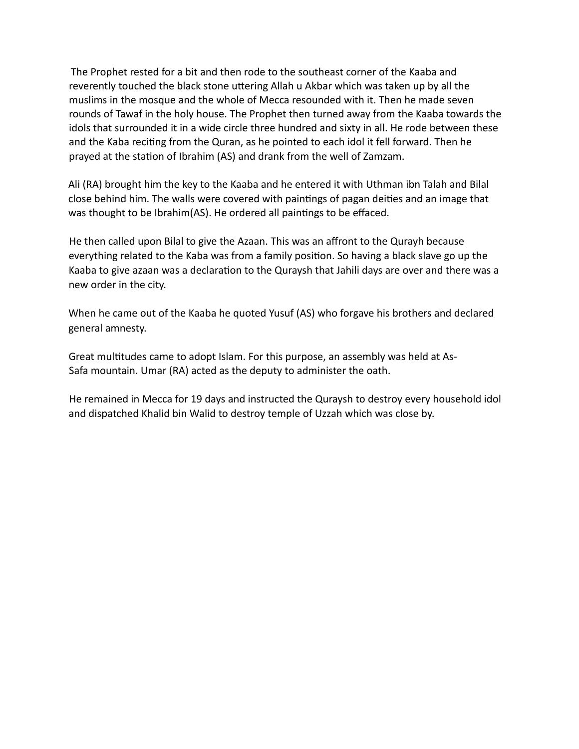The Prophet rested for a bit and then rode to the southeast corner of the Kaaba and reverently touched the black stone uttering Allah u Akbar which was taken up by all the muslims in the mosque and the whole of Mecca resounded with it. Then he made seven rounds of Tawaf in the holy house. The Prophet then turned away from the Kaaba towards the idols that surrounded it in a wide circle three hundred and sixty in all. He rode between these and the Kaba reciting from the Quran, as he pointed to each idol it fell forward. Then he prayed at the station of Ibrahim (AS) and drank from the well of Zamzam.

Ali (RA) brought him the key to the Kaaba and he entered it with Uthman ibn Talah and Bilal close behind him. The walls were covered with paintings of pagan deities and an image that was thought to be Ibrahim(AS). He ordered all paintings to be effaced.

He then called upon Bilal to give the Azaan. This was an affront to the Qurayh because everything related to the Kaba was from a family position. So having a black slave go up the Kaaba to give azaan was a declaration to the Quraysh that Jahili days are over and there was a new order in the city.

When he came out of the Kaaba he quoted Yusuf (AS) who forgave his brothers and declared general amnesty.

Great multitudes came to adopt Islam. For this purpose, an assembly was held at As-Safa mountain. Umar (RA) acted as the deputy to administer the oath.

He remained in Mecca for 19 days and instructed the Quraysh to destroy every household idol and dispatched Khalid bin Walid to destroy temple of Uzzah which was close by.